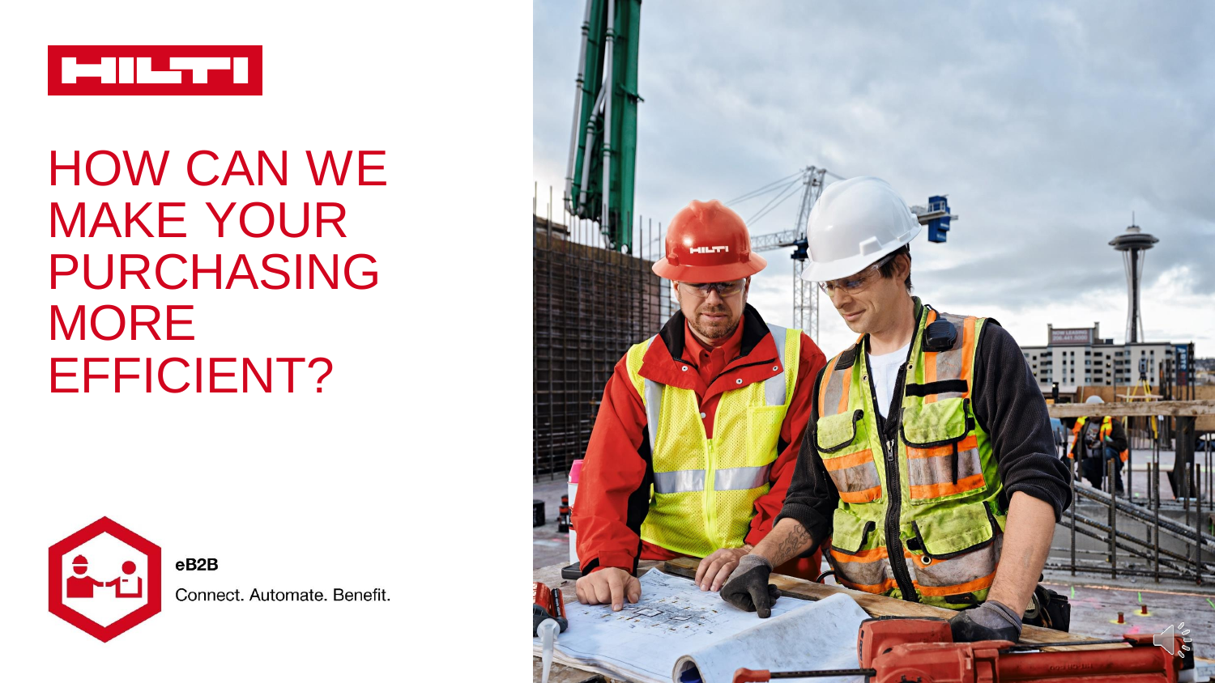# HOW CAN WE MAKE YOUR PURCHASING MORE EFFICIENT?

**eB2B**

Connect. Automate. Benefit.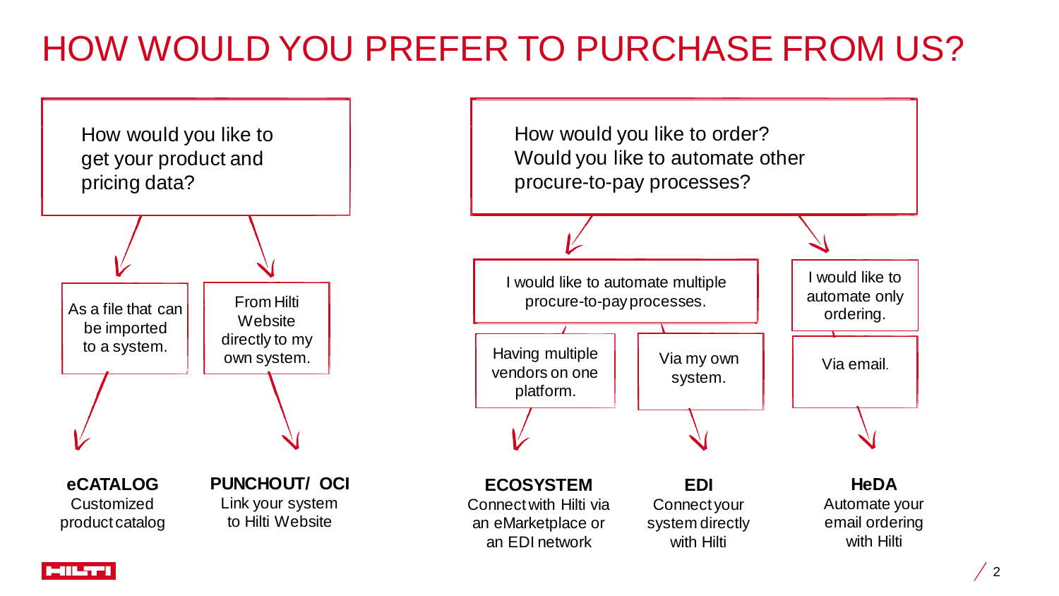# HOW WOULD YOU PREFER TO PURCHASE FROM US?

How would you like to get your product and pricing data?

- As a file that can be imported to a system.
  - **eCATALOG**
    Customized product catalog
- From Hilti Website directly to my own system.
  - **PUNCHOUT/ OCI**
    Link your system to Hilti Website

How would you like to order? Would you like to automate other procure-to-pay processes?

- I would like to automate multiple procure-to-pay processes.
  - Having multiple vendors on one platform.
    - **ECOSYSTEM**
      Connect with Hilti via an eMarketplace or an EDI network
  - Via my own system.
    - **EDI**
      Connect your system directly with Hilti
- I would like to automate only ordering.
  - Via email.
    - **HeDA**
      Automate your email ordering with Hilti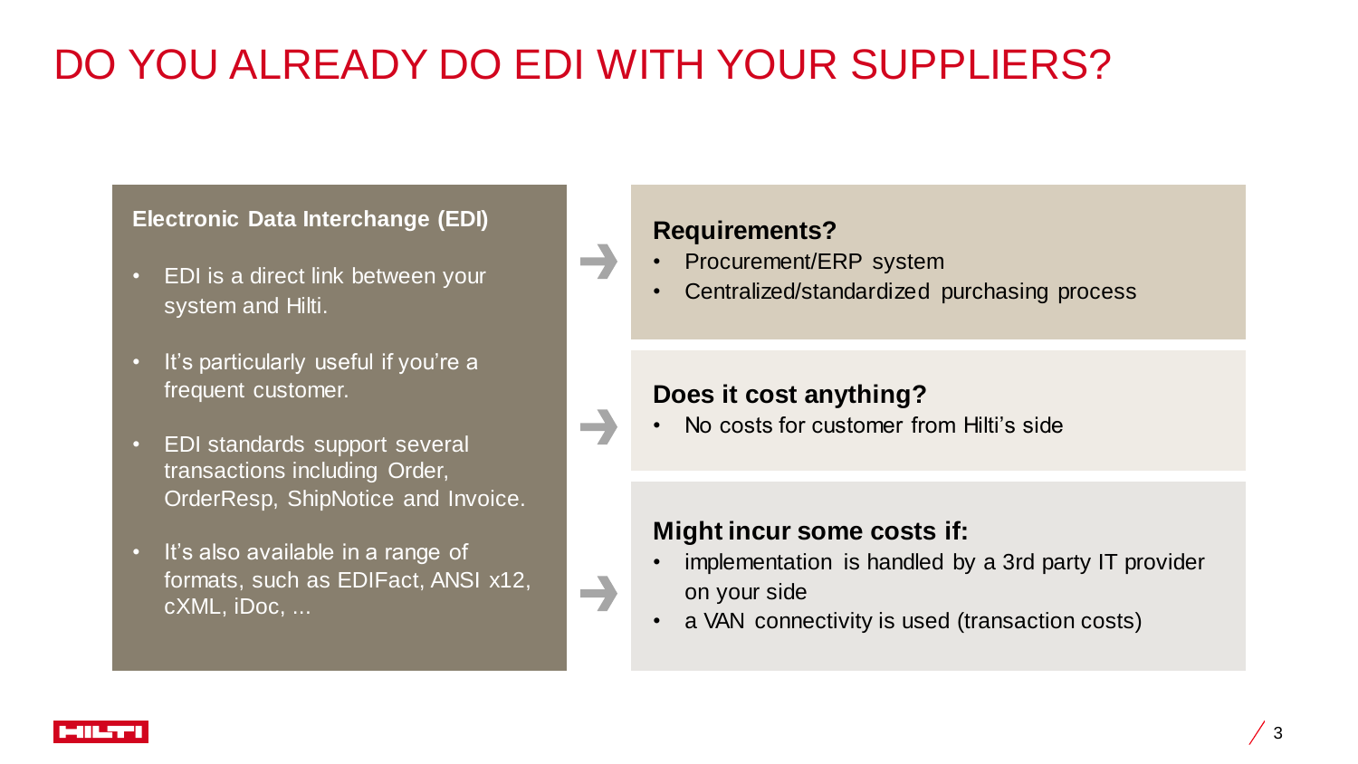# DO YOU ALREADY DO EDI WITH YOUR SUPPLIERS?

**Electronic Data Interchange (EDI)**

- EDI is a direct link between your system and Hilti.
- It's particularly useful if you're a frequent customer.
- EDI standards support several transactions including Order, OrderResp, ShipNotice and Invoice.
- It's also available in a range of formats, such as EDIFact, ANSI x12, cXML, iDoc, ...

**Requirements?**

- Procurement/ERP system
- Centralized/standardized purchasing process

**Does it cost anything?**

- No costs for customer from Hilti's side

**Might incur some costs if:**

- implementation is handled by a 3rd party IT provider on your side
- a VAN connectivity is used (transaction costs)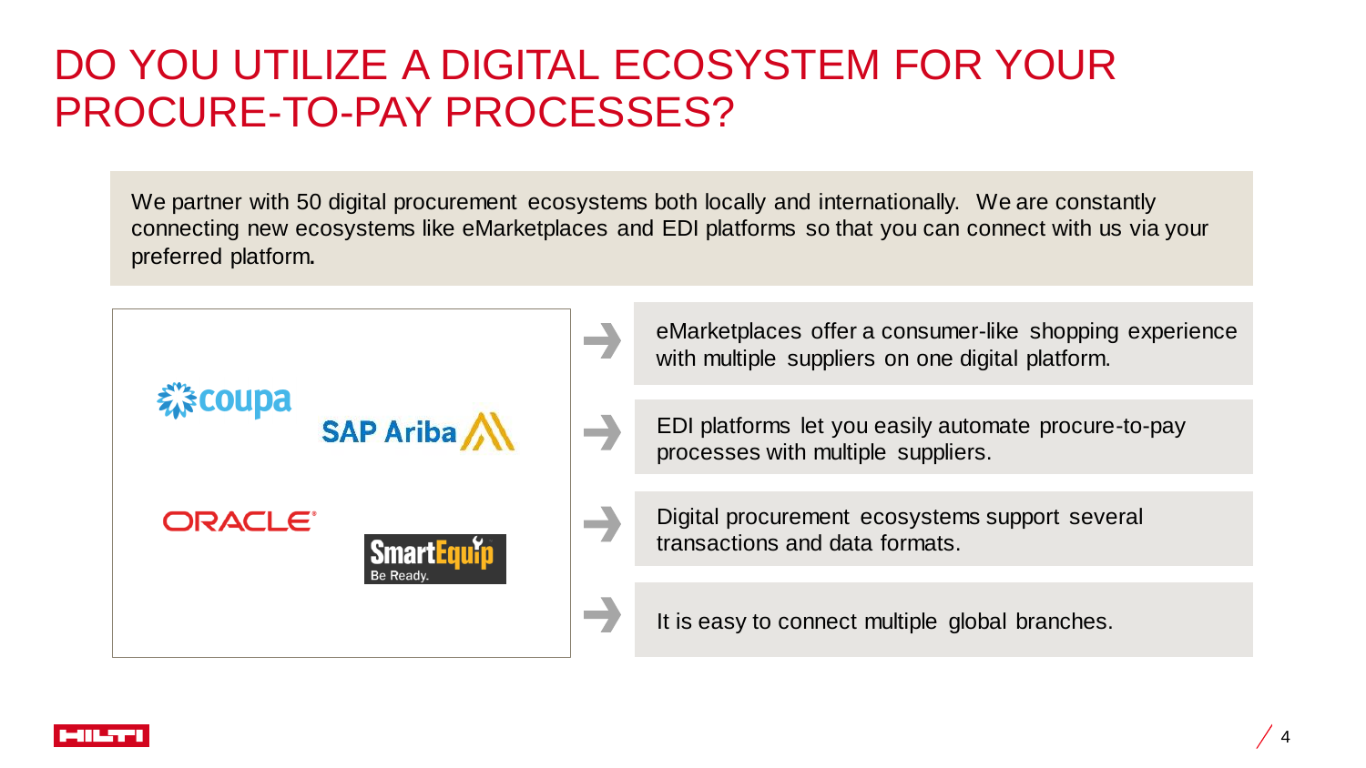# DO YOU UTILIZE A DIGITAL ECOSYSTEM FOR YOUR PROCURE-TO-PAY PROCESSES?

We partner with 50 digital procurement ecosystems both locally and internationally. We are constantly connecting new ecosystems like eMarketplaces and EDI platforms so that you can connect with us via your preferred platform.

- eMarketplaces offer a consumer-like shopping experience with multiple suppliers on one digital platform.
- EDI platforms let you easily automate procure-to-pay processes with multiple suppliers.
- Digital procurement ecosystems support several transactions and data formats.
- It is easy to connect multiple global branches.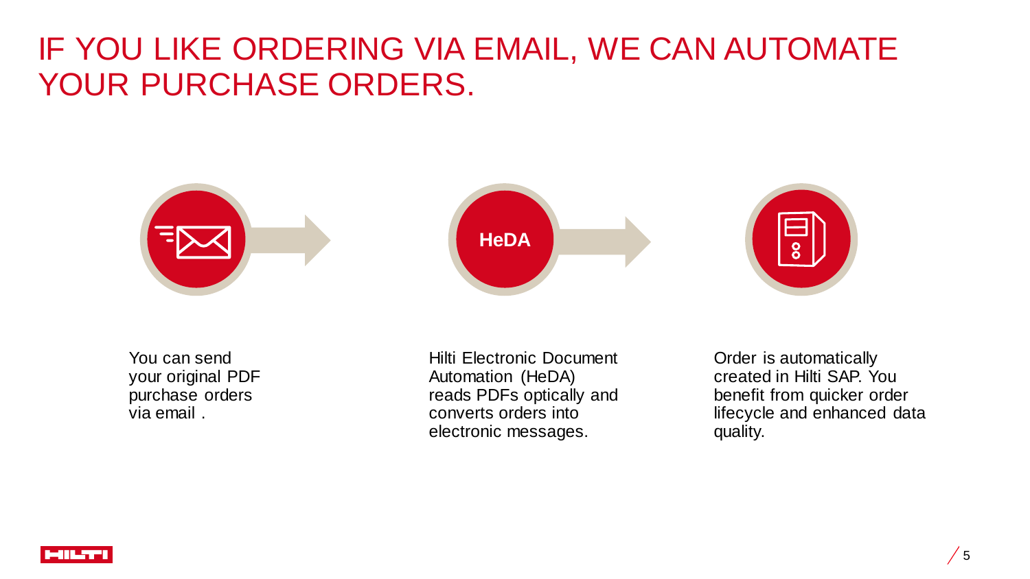# IF YOU LIKE ORDERING VIA EMAIL, WE CAN AUTOMATE YOUR PURCHASE ORDERS.

HeDA

You can send your original PDF purchase orders via email .

Hilti Electronic Document Automation (HeDA) reads PDFs optically and converts orders into electronic messages.

Order is automatically created in Hilti SAP. You benefit from quicker order lifecycle and enhanced data quality.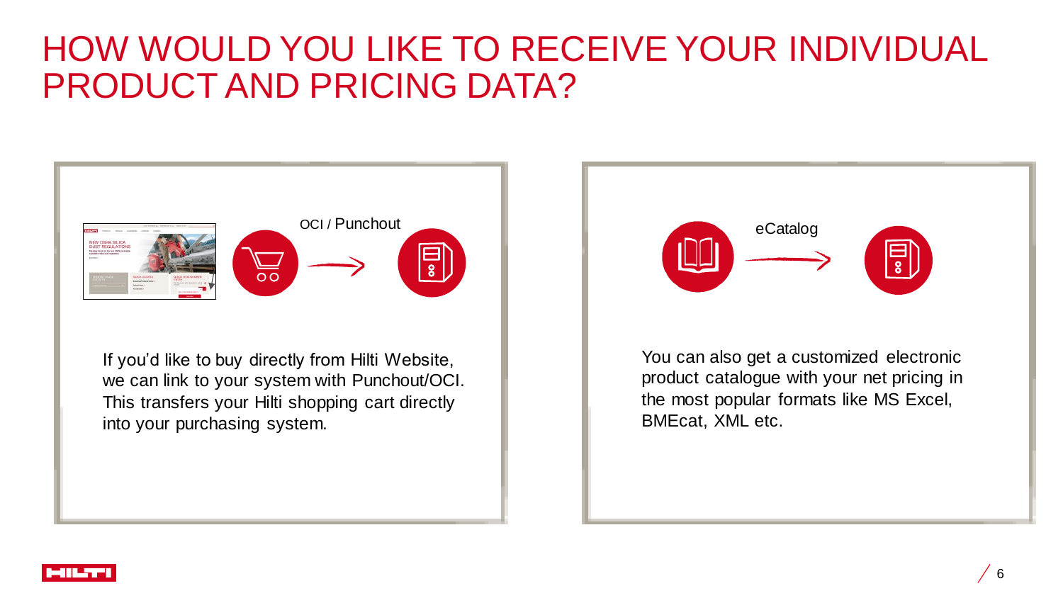# HOW WOULD YOU LIKE TO RECEIVE YOUR INDIVIDUAL PRODUCT AND PRICING DATA?

OCI / Punchout

If you'd like to buy directly from Hilti Website, we can link to your system with Punchout/OCI. This transfers your Hilti shopping cart directly into your purchasing system.

eCatalog

You can also get a customized electronic product catalogue with your net pricing in the most popular formats like MS Excel, BMEcat, XML etc.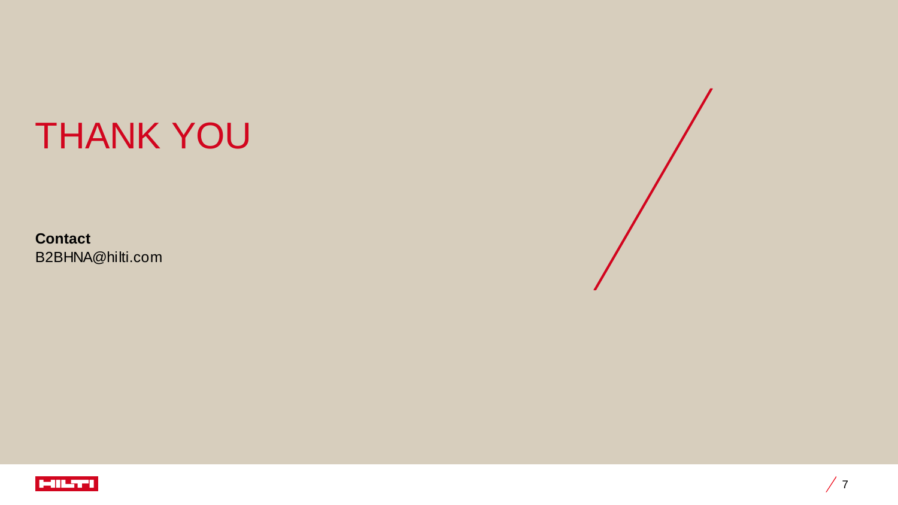# THANK YOU

**Contact**
B2BHNA@hilti.com